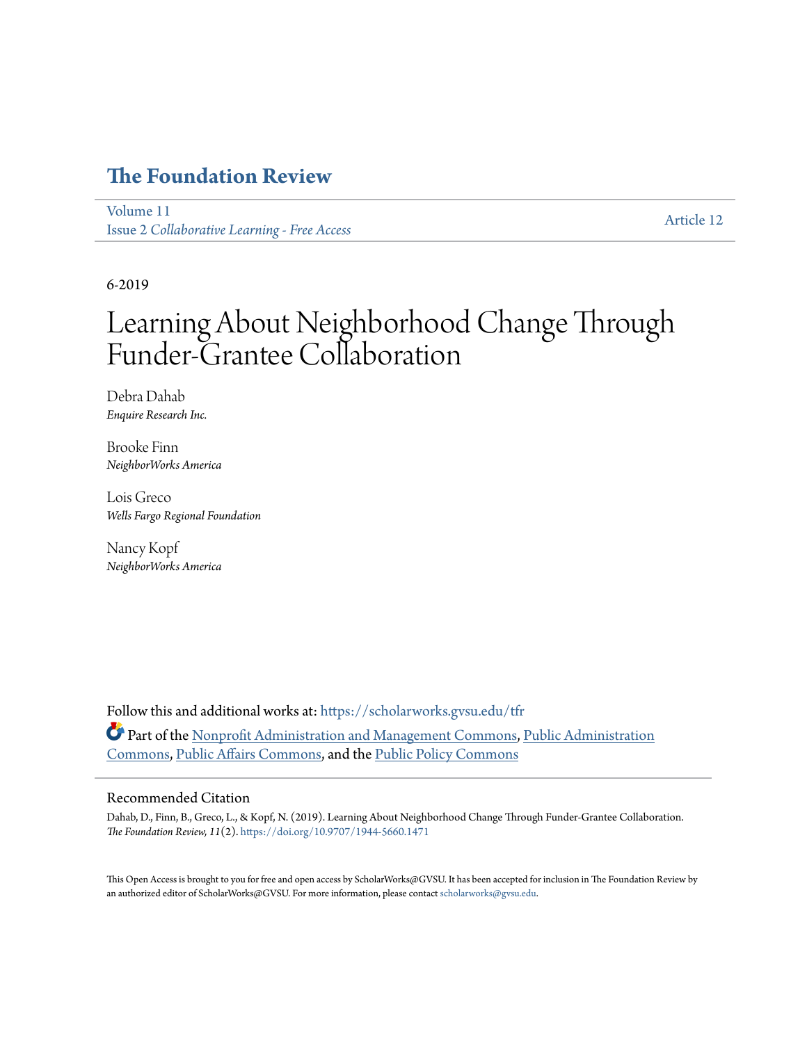# The Foundation Review

Volume 11
Issue 2 *Collaborative Learning - Free Access*

Article 12

6-2019

# Learning About Neighborhood Change Through Funder-Grantee Collaboration

Debra Dahab
*Enquire Research Inc.*

Brooke Finn
*NeighborWorks America*

Lois Greco
*Wells Fargo Regional Foundation*

Nancy Kopf
*NeighborWorks America*

Follow this and additional works at: https://scholarworks.gvsu.edu/tfr

Part of the Nonprofit Administration and Management Commons, Public Administration Commons, Public Affairs Commons, and the Public Policy Commons

## Recommended Citation

Dahab, D., Finn, B., Greco, L., & Kopf, N. (2019). Learning About Neighborhood Change Through Funder-Grantee Collaboration. *The Foundation Review, 11*(2). https://doi.org/10.9707/1944-5660.1471

This Open Access is brought to you for free and open access by ScholarWorks@GVSU. It has been accepted for inclusion in The Foundation Review by an authorized editor of ScholarWorks@GVSU. For more information, please contact scholarworks@gvsu.edu.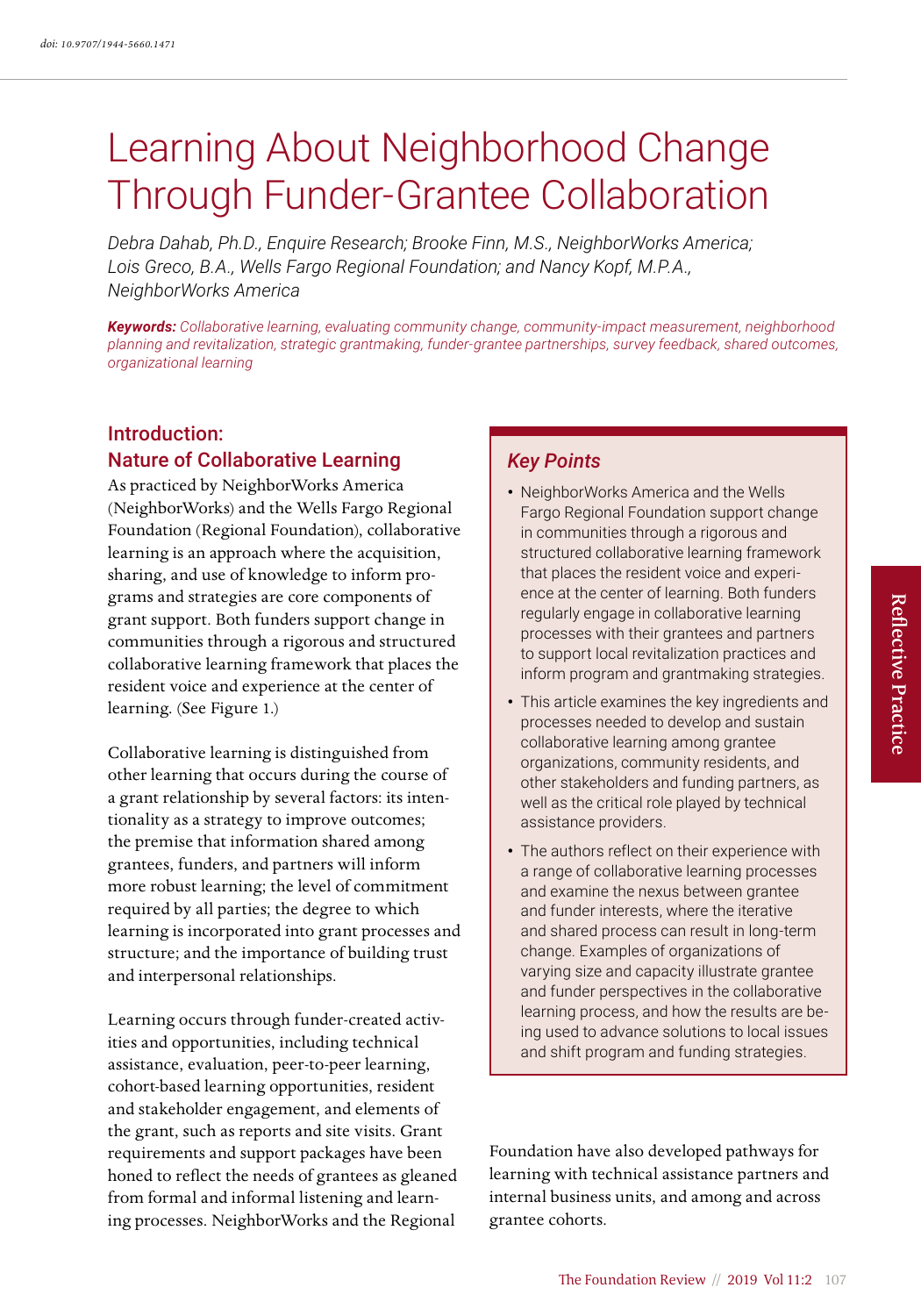# Learning About Neighborhood Change Through Funder-Grantee Collaboration

*Debra Dahab, Ph.D., Enquire Research; Brooke Finn, M.S., NeighborWorks America; Lois Greco, B.A., Wells Fargo Regional Foundation; and Nancy Kopf, M.P.A., NeighborWorks America*

***Keywords:*** *Collaborative learning, evaluating community change, community-impact measurement, neighborhood planning and revitalization, strategic grantmaking, funder-grantee partnerships, survey feedback, shared outcomes, organizational learning*

## Key Points

- NeighborWorks America and the Wells Fargo Regional Foundation support change in communities through a rigorous and structured collaborative learning framework that places the resident voice and experience at the center of learning. Both funders regularly engage in collaborative learning processes with their grantees and partners to support local revitalization practices and inform program and grantmaking strategies.
- This article examines the key ingredients and processes needed to develop and sustain collaborative learning among grantee organizations, community residents, and other stakeholders and funding partners, as well as the critical role played by technical assistance providers.
- The authors reflect on their experience with a range of collaborative learning processes and examine the nexus between grantee and funder interests, where the iterative and shared process can result in long-term change. Examples of organizations of varying size and capacity illustrate grantee and funder perspectives in the collaborative learning process, and how the results are being used to advance solutions to local issues and shift program and funding strategies.

## Introduction: Nature of Collaborative Learning

As practiced by NeighborWorks America (NeighborWorks) and the Wells Fargo Regional Foundation (Regional Foundation), collaborative learning is an approach where the acquisition, sharing, and use of knowledge to inform programs and strategies are core components of grant support. Both funders support change in communities through a rigorous and structured collaborative learning framework that places the resident voice and experience at the center of learning. (See Figure 1.)

Collaborative learning is distinguished from other learning that occurs during the course of a grant relationship by several factors: its intentionality as a strategy to improve outcomes; the premise that information shared among grantees, funders, and partners will inform more robust learning; the level of commitment required by all parties; the degree to which learning is incorporated into grant processes and structure; and the importance of building trust and interpersonal relationships.

Learning occurs through funder-created activities and opportunities, including technical assistance, evaluation, peer-to-peer learning, cohort-based learning opportunities, resident and stakeholder engagement, and elements of the grant, such as reports and site visits. Grant requirements and support packages have been honed to reflect the needs of grantees as gleaned from formal and informal listening and learning processes. NeighborWorks and the Regional Foundation have also developed pathways for learning with technical assistance partners and internal business units, and among and across grantee cohorts.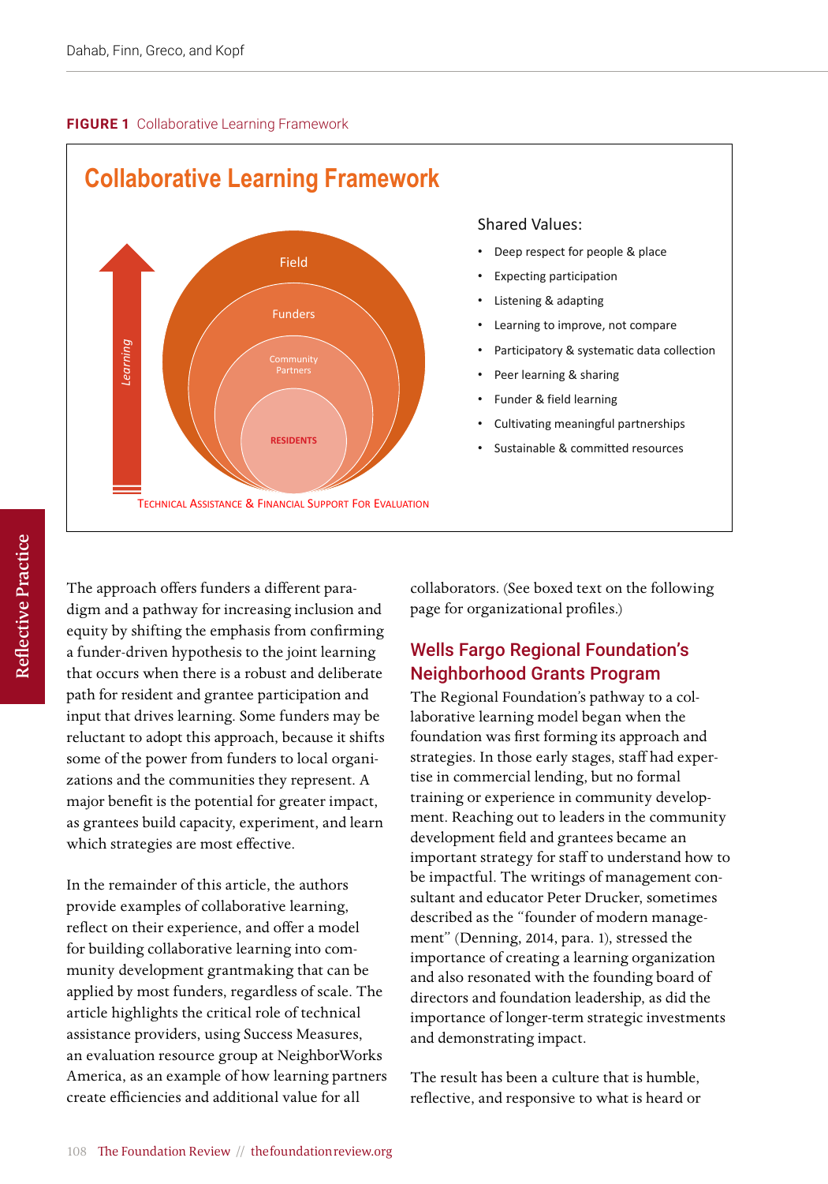**FIGURE 1** Collaborative Learning Framework

## Collaborative Learning Framework

Field

Funders

Community Partners

RESIDENTS

Learning

TECHNICAL ASSISTANCE & FINANCIAL SUPPORT FOR EVALUATION

Shared Values:

- Deep respect for people & place
- Expecting participation
- Listening & adapting
- Learning to improve, not compare
- Participatory & systematic data collection
- Peer learning & sharing
- Funder & field learning
- Cultivating meaningful partnerships
- Sustainable & committed resources

The approach offers funders a different paradigm and a pathway for increasing inclusion and equity by shifting the emphasis from confirming a funder-driven hypothesis to the joint learning that occurs when there is a robust and deliberate path for resident and grantee participation and input that drives learning. Some funders may be reluctant to adopt this approach, because it shifts some of the power from funders to local organizations and the communities they represent. A major benefit is the potential for greater impact, as grantees build capacity, experiment, and learn which strategies are most effective.

In the remainder of this article, the authors provide examples of collaborative learning, reflect on their experience, and offer a model for building collaborative learning into community development grantmaking that can be applied by most funders, regardless of scale. The article highlights the critical role of technical assistance providers, using Success Measures, an evaluation resource group at NeighborWorks America, as an example of how learning partners create efficiencies and additional value for all collaborators. (See boxed text on the following page for organizational profiles.)

## Wells Fargo Regional Foundation's Neighborhood Grants Program

The Regional Foundation's pathway to a collaborative learning model began when the foundation was first forming its approach and strategies. In those early stages, staff had expertise in commercial lending, but no formal training or experience in community development. Reaching out to leaders in the community development field and grantees became an important strategy for staff to understand how to be impactful. The writings of management consultant and educator Peter Drucker, sometimes described as the "founder of modern management" (Denning, 2014, para. 1), stressed the importance of creating a learning organization and also resonated with the founding board of directors and foundation leadership, as did the importance of longer-term strategic investments and demonstrating impact.

The result has been a culture that is humble, reflective, and responsive to what is heard or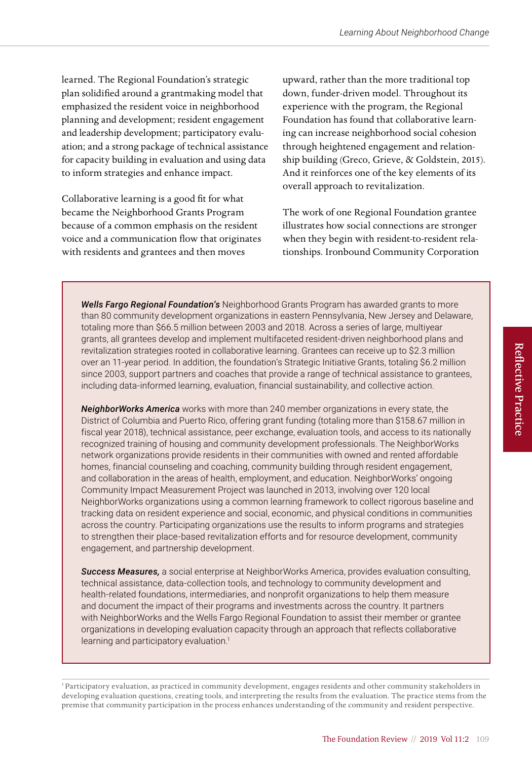learned. The Regional Foundation's strategic plan solidified around a grantmaking model that emphasized the resident voice in neighborhood planning and development; resident engagement and leadership development; participatory evaluation; and a strong package of technical assistance for capacity building in evaluation and using data to inform strategies and enhance impact.

Collaborative learning is a good fit for what became the Neighborhood Grants Program because of a common emphasis on the resident voice and a communication flow that originates with residents and grantees and then moves upward, rather than the more traditional top down, funder-driven model. Throughout its experience with the program, the Regional Foundation has found that collaborative learning can increase neighborhood social cohesion through heightened engagement and relationship building (Greco, Grieve, & Goldstein, 2015). And it reinforces one of the key elements of its overall approach to revitalization.

The work of one Regional Foundation grantee illustrates how social connections are stronger when they begin with resident-to-resident relationships. Ironbound Community Corporation

> ***Wells Fargo Regional Foundation's*** Neighborhood Grants Program has awarded grants to more than 80 community development organizations in eastern Pennsylvania, New Jersey and Delaware, totaling more than $66.5 million between 2003 and 2018. Across a series of large, multiyear grants, all grantees develop and implement multifaceted resident-driven neighborhood plans and revitalization strategies rooted in collaborative learning. Grantees can receive up to $2.3 million over an 11-year period. In addition, the foundation's Strategic Initiative Grants, totaling $6.2 million since 2003, support partners and coaches that provide a range of technical assistance to grantees, including data-informed learning, evaluation, financial sustainability, and collective action.
>
> ***NeighborWorks America*** works with more than 240 member organizations in every state, the District of Columbia and Puerto Rico, offering grant funding (totaling more than $158.67 million in fiscal year 2018), technical assistance, peer exchange, evaluation tools, and access to its nationally recognized training of housing and community development professionals. The NeighborWorks network organizations provide residents in their communities with owned and rented affordable homes, financial counseling and coaching, community building through resident engagement, and collaboration in the areas of health, employment, and education. NeighborWorks' ongoing Community Impact Measurement Project was launched in 2013, involving over 120 local NeighborWorks organizations using a common learning framework to collect rigorous baseline and tracking data on resident experience and social, economic, and physical conditions in communities across the country. Participating organizations use the results to inform programs and strategies to strengthen their place-based revitalization efforts and for resource development, community engagement, and partnership development.
>
> ***Success Measures,*** a social enterprise at NeighborWorks America, provides evaluation consulting, technical assistance, data-collection tools, and technology to community development and health-related foundations, intermediaries, and nonprofit organizations to help them measure and document the impact of their programs and investments across the country. It partners with NeighborWorks and the Wells Fargo Regional Foundation to assist their member or grantee organizations in developing evaluation capacity through an approach that reflects collaborative learning and participatory evaluation.[1]

[1] Participatory evaluation, as practiced in community development, engages residents and other community stakeholders in developing evaluation questions, creating tools, and interpreting the results from the evaluation. The practice stems from the premise that community participation in the process enhances understanding of the community and resident perspective.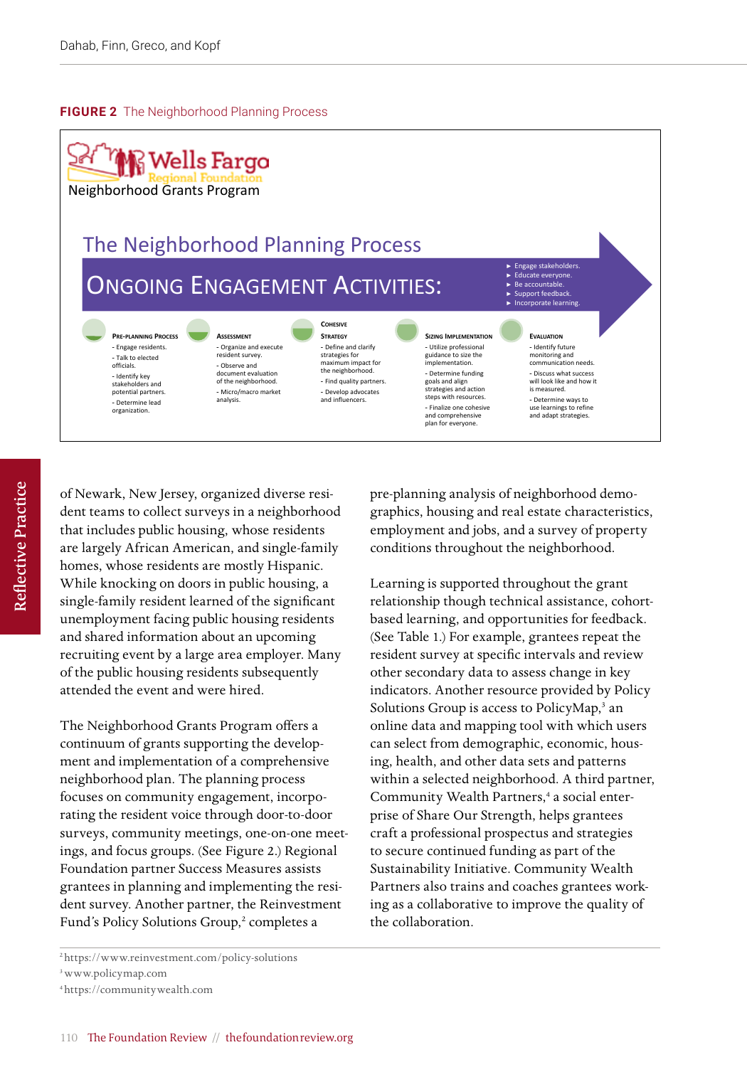**FIGURE 2** The Neighborhood Planning Process

Wells Fargo Regional Foundation
Neighborhood Grants Program

## The Neighborhood Planning Process

### ONGOING ENGAGEMENT ACTIVITIES:

- ► Engage stakeholders.
- ► Educate everyone.
- ► Be accountable.
- ► Support feedback.
- ► Incorporate learning.

**PRE-PLANNING PROCESS**
- Engage residents.
- Talk to elected officials.
- Identify key stakeholders and potential partners.
- Determine lead organization.

**ASSESSMENT**
- Organize and execute resident survey.
- Observe and document evaluation of the neighborhood.
- Micro/macro market analysis.

**COHESIVE STRATEGY**
- Define and clarify strategies for maximum impact for the neighborhood.
- Find quality partners.
- Develop advocates and influencers.

**SIZING IMPLEMENTATION**
- Utilize professional guidance to size the implementation.
- Determine funding goals and align strategies and action steps with resources.
- Finalize one cohesive and comprehensive plan for everyone.

**EVALUATION**
- Identify future monitoring and communication needs.
- Discuss what success will look like and how it is measured.
- Determine ways to use learnings to refine and adapt strategies.

of Newark, New Jersey, organized diverse resident teams to collect surveys in a neighborhood that includes public housing, whose residents are largely African American, and single-family homes, whose residents are mostly Hispanic. While knocking on doors in public housing, a single-family resident learned of the significant unemployment facing public housing residents and shared information about an upcoming recruiting event by a large area employer. Many of the public housing residents subsequently attended the event and were hired.

The Neighborhood Grants Program offers a continuum of grants supporting the development and implementation of a comprehensive neighborhood plan. The planning process focuses on community engagement, incorporating the resident voice through door-to-door surveys, community meetings, one-on-one meetings, and focus groups. (See Figure 2.) Regional Foundation partner Success Measures assists grantees in planning and implementing the resident survey. Another partner, the Reinvestment Fund's Policy Solutions Group,[2] completes a pre-planning analysis of neighborhood demographics, housing and real estate characteristics, employment and jobs, and a survey of property conditions throughout the neighborhood.

Learning is supported throughout the grant relationship though technical assistance, cohort-based learning, and opportunities for feedback. (See Table 1.) For example, grantees repeat the resident survey at specific intervals and review other secondary data to assess change in key indicators. Another resource provided by Policy Solutions Group is access to PolicyMap,[3] an online data and mapping tool with which users can select from demographic, economic, housing, health, and other data sets and patterns within a selected neighborhood. A third partner, Community Wealth Partners,[4] a social enterprise of Share Our Strength, helps grantees craft a professional prospectus and strategies to secure continued funding as part of the Sustainability Initiative. Community Wealth Partners also trains and coaches grantees working as a collaborative to improve the quality of the collaboration.

[2] https://www.reinvestment.com/policy-solutions
[3] www.policymap.com
[4] https://communitywealth.com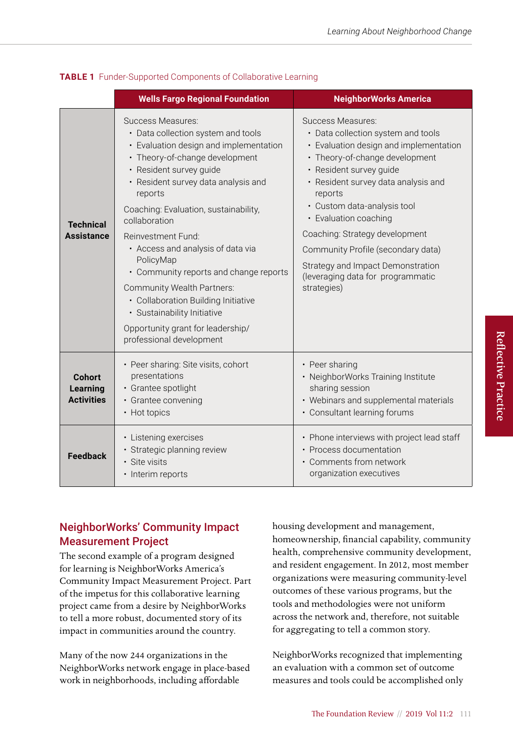**TABLE 1** Funder-Supported Components of Collaborative Learning

| | Wells Fargo Regional Foundation | NeighborWorks America |
|---|---|---|
| **Technical Assistance** | Success Measures:<br>• Data collection system and tools<br>• Evaluation design and implementation<br>• Theory-of-change development<br>• Resident survey guide<br>• Resident survey data analysis and reports<br>Coaching: Evaluation, sustainability, collaboration<br>Reinvestment Fund:<br>• Access and analysis of data via PolicyMap<br>• Community reports and change reports<br>Community Wealth Partners:<br>• Collaboration Building Initiative<br>• Sustainability Initiative<br>Opportunity grant for leadership/ professional development | Success Measures:<br>• Data collection system and tools<br>• Evaluation design and implementation<br>• Theory-of-change development<br>• Resident survey guide<br>• Resident survey data analysis and reports<br>• Custom data-analysis tool<br>• Evaluation coaching<br>Coaching: Strategy development<br>Community Profile (secondary data)<br>Strategy and Impact Demonstration (leveraging data for programmatic strategies) |
| **Cohort Learning Activities** | • Peer sharing: Site visits, cohort presentations<br>• Grantee spotlight<br>• Grantee convening<br>• Hot topics | • Peer sharing<br>• NeighborWorks Training Institute sharing session<br>• Webinars and supplemental materials<br>• Consultant learning forums |
| **Feedback** | • Listening exercises<br>• Strategic planning review<br>• Site visits<br>• Interim reports | • Phone interviews with project lead staff<br>• Process documentation<br>• Comments from network organization executives |

## NeighborWorks' Community Impact Measurement Project

The second example of a program designed for learning is NeighborWorks America's Community Impact Measurement Project. Part of the impetus for this collaborative learning project came from a desire by NeighborWorks to tell a more robust, documented story of its impact in communities around the country.

Many of the now 244 organizations in the NeighborWorks network engage in place-based work in neighborhoods, including affordable housing development and management, homeownership, financial capability, community health, comprehensive community development, and resident engagement. In 2012, most member organizations were measuring community-level outcomes of these various programs, but the tools and methodologies were not uniform across the network and, therefore, not suitable for aggregating to tell a common story.

NeighborWorks recognized that implementing an evaluation with a common set of outcome measures and tools could be accomplished only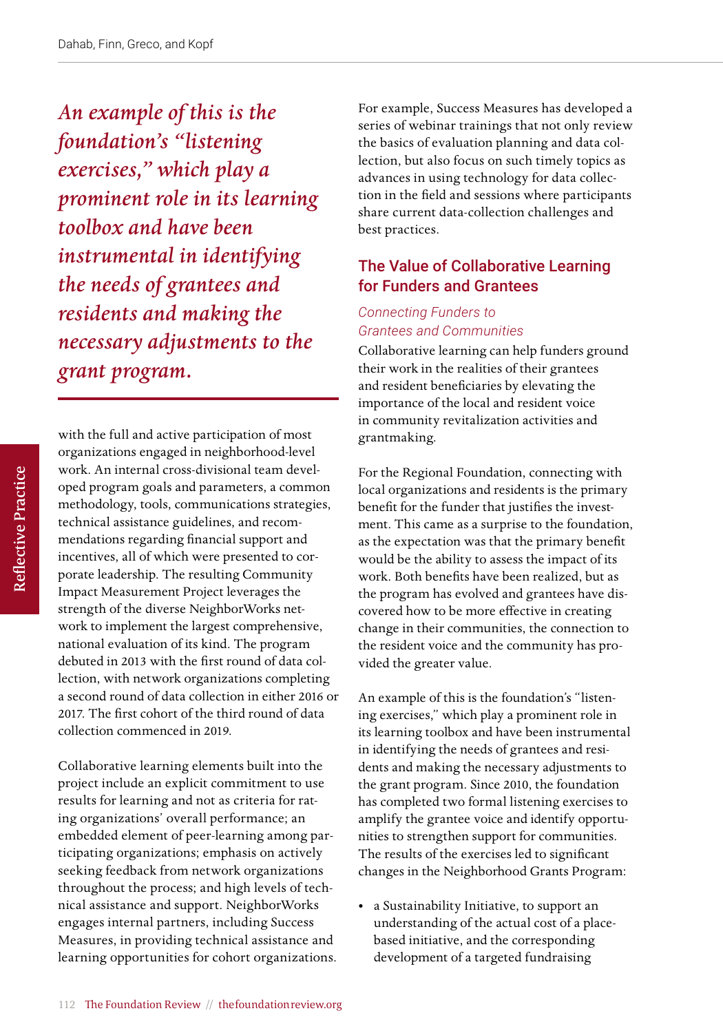*An example of this is the foundation's "listening exercises," which play a prominent role in its learning toolbox and have been instrumental in identifying the needs of grantees and residents and making the necessary adjustments to the grant program.*

with the full and active participation of most organizations engaged in neighborhood-level work. An internal cross-divisional team developed program goals and parameters, a common methodology, tools, communications strategies, technical assistance guidelines, and recommendations regarding financial support and incentives, all of which were presented to corporate leadership. The resulting Community Impact Measurement Project leverages the strength of the diverse NeighborWorks network to implement the largest comprehensive, national evaluation of its kind. The program debuted in 2013 with the first round of data collection, with network organizations completing a second round of data collection in either 2016 or 2017. The first cohort of the third round of data collection commenced in 2019.

Collaborative learning elements built into the project include an explicit commitment to use results for learning and not as criteria for rating organizations' overall performance; an embedded element of peer-learning among participating organizations; emphasis on actively seeking feedback from network organizations throughout the process; and high levels of technical assistance and support. NeighborWorks engages internal partners, including Success Measures, in providing technical assistance and learning opportunities for cohort organizations. For example, Success Measures has developed a series of webinar trainings that not only review the basics of evaluation planning and data collection, but also focus on such timely topics as advances in using technology for data collection in the field and sessions where participants share current data-collection challenges and best practices.

## The Value of Collaborative Learning for Funders and Grantees

### *Connecting Funders to Grantees and Communities*

Collaborative learning can help funders ground their work in the realities of their grantees and resident beneficiaries by elevating the importance of the local and resident voice in community revitalization activities and grantmaking.

For the Regional Foundation, connecting with local organizations and residents is the primary benefit for the funder that justifies the investment. This came as a surprise to the foundation, as the expectation was that the primary benefit would be the ability to assess the impact of its work. Both benefits have been realized, but as the program has evolved and grantees have discovered how to be more effective in creating change in their communities, the connection to the resident voice and the community has provided the greater value.

An example of this is the foundation's "listening exercises," which play a prominent role in its learning toolbox and have been instrumental in identifying the needs of grantees and residents and making the necessary adjustments to the grant program. Since 2010, the foundation has completed two formal listening exercises to amplify the grantee voice and identify opportunities to strengthen support for communities. The results of the exercises led to significant changes in the Neighborhood Grants Program:

- a Sustainability Initiative, to support an understanding of the actual cost of a place-based initiative, and the corresponding development of a targeted fundraising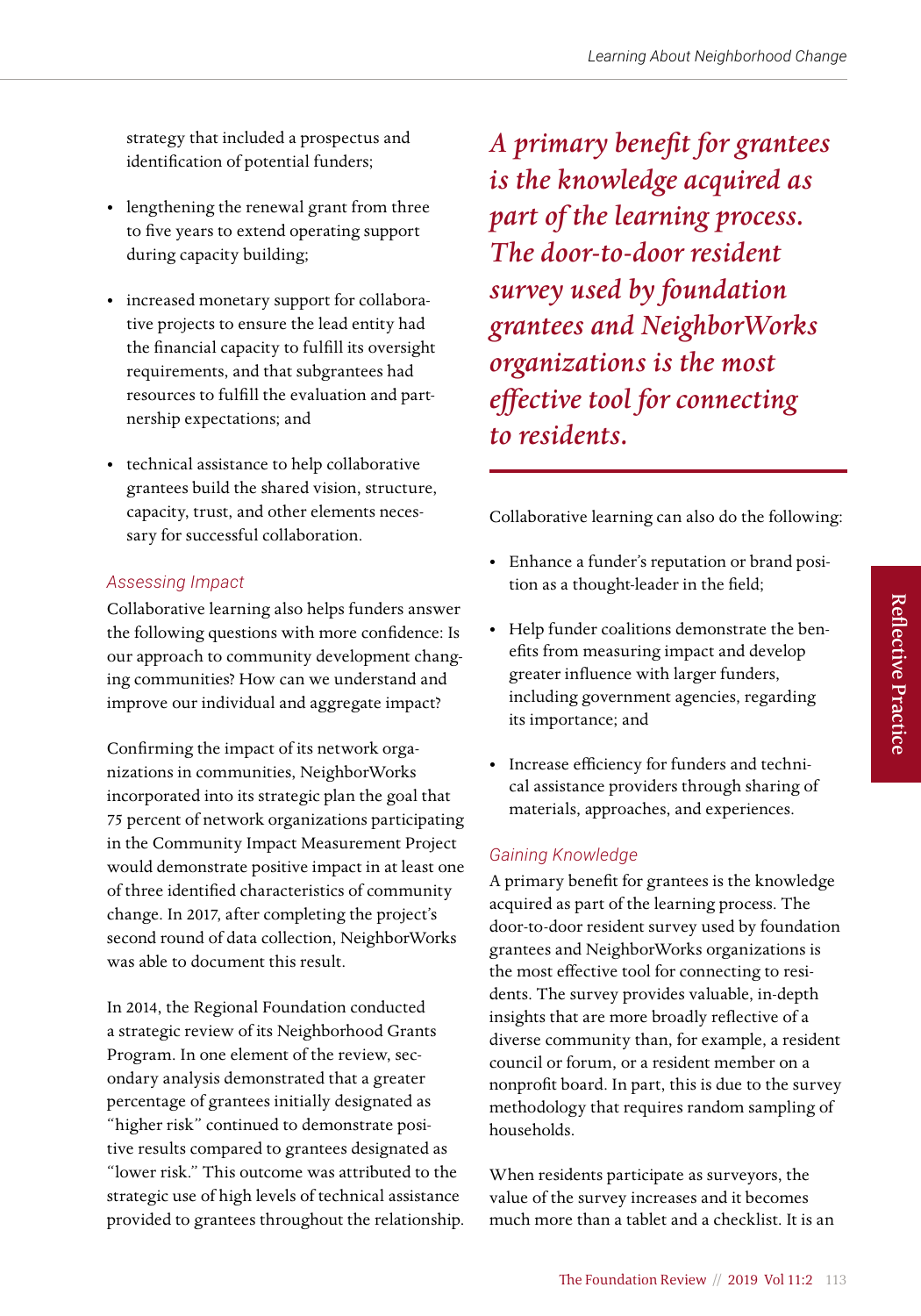strategy that included a prospectus and identification of potential funders;

- lengthening the renewal grant from three to five years to extend operating support during capacity building;
- increased monetary support for collaborative projects to ensure the lead entity had the financial capacity to fulfill its oversight requirements, and that subgrantees had resources to fulfill the evaluation and partnership expectations; and
- technical assistance to help collaborative grantees build the shared vision, structure, capacity, trust, and other elements necessary for successful collaboration.

### *Assessing Impact*

Collaborative learning also helps funders answer the following questions with more confidence: Is our approach to community development changing communities? How can we understand and improve our individual and aggregate impact?

Confirming the impact of its network organizations in communities, NeighborWorks incorporated into its strategic plan the goal that 75 percent of network organizations participating in the Community Impact Measurement Project would demonstrate positive impact in at least one of three identified characteristics of community change. In 2017, after completing the project's second round of data collection, NeighborWorks was able to document this result.

In 2014, the Regional Foundation conducted a strategic review of its Neighborhood Grants Program. In one element of the review, secondary analysis demonstrated that a greater percentage of grantees initially designated as "higher risk" continued to demonstrate positive results compared to grantees designated as "lower risk." This outcome was attributed to the strategic use of high levels of technical assistance provided to grantees throughout the relationship.

> *A primary benefit for grantees is the knowledge acquired as part of the learning process. The door-to-door resident survey used by foundation grantees and NeighborWorks organizations is the most effective tool for connecting to residents.*

Collaborative learning can also do the following:

- Enhance a funder's reputation or brand position as a thought-leader in the field;
- Help funder coalitions demonstrate the benefits from measuring impact and develop greater influence with larger funders, including government agencies, regarding its importance; and
- Increase efficiency for funders and technical assistance providers through sharing of materials, approaches, and experiences.

### *Gaining Knowledge*

A primary benefit for grantees is the knowledge acquired as part of the learning process. The door-to-door resident survey used by foundation grantees and NeighborWorks organizations is the most effective tool for connecting to residents. The survey provides valuable, in-depth insights that are more broadly reflective of a diverse community than, for example, a resident council or forum, or a resident member on a nonprofit board. In part, this is due to the survey methodology that requires random sampling of households.

When residents participate as surveyors, the value of the survey increases and it becomes much more than a tablet and a checklist. It is an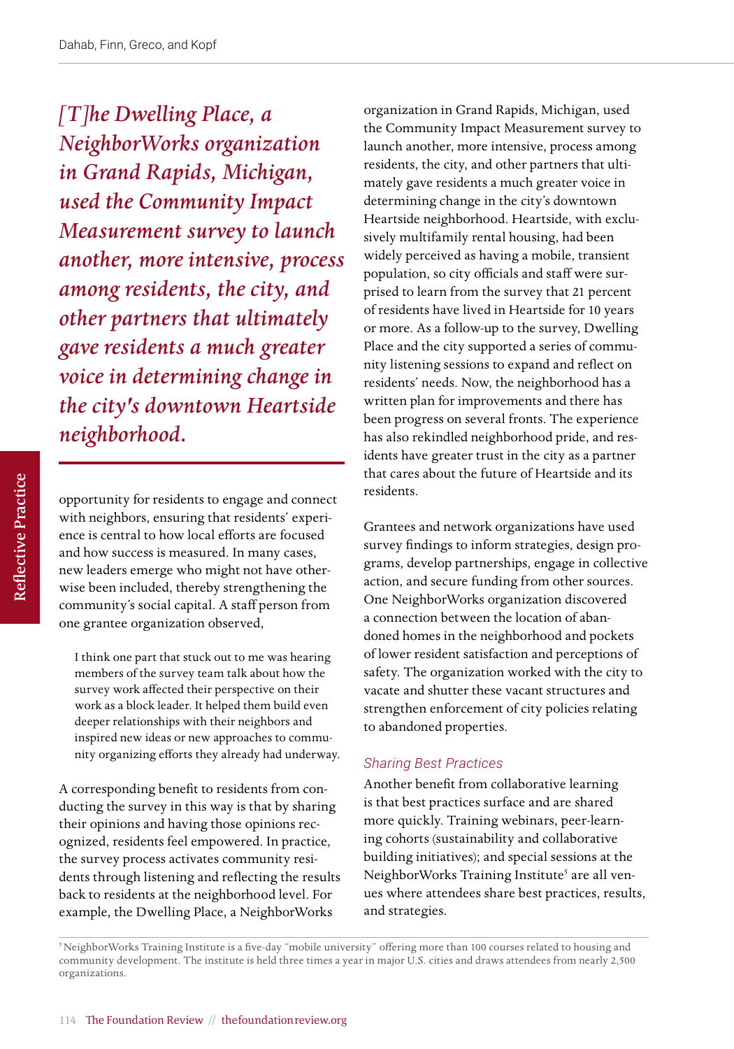*[T]he Dwelling Place, a NeighborWorks organization in Grand Rapids, Michigan, used the Community Impact Measurement survey to launch another, more intensive, process among residents, the city, and other partners that ultimately gave residents a much greater voice in determining change in the city's downtown Heartside neighborhood.*

opportunity for residents to engage and connect with neighbors, ensuring that residents' experience is central to how local efforts are focused and how success is measured. In many cases, new leaders emerge who might not have otherwise been included, thereby strengthening the community's social capital. A staff person from one grantee organization observed,

> I think one part that stuck out to me was hearing members of the survey team talk about how the survey work affected their perspective on their work as a block leader. It helped them build even deeper relationships with their neighbors and inspired new ideas or new approaches to community organizing efforts they already had underway.

A corresponding benefit to residents from conducting the survey in this way is that by sharing their opinions and having those opinions recognized, residents feel empowered. In practice, the survey process activates community residents through listening and reflecting the results back to residents at the neighborhood level. For example, the Dwelling Place, a NeighborWorks organization in Grand Rapids, Michigan, used the Community Impact Measurement survey to launch another, more intensive, process among residents, the city, and other partners that ultimately gave residents a much greater voice in determining change in the city's downtown Heartside neighborhood. Heartside, with exclusively multifamily rental housing, had been widely perceived as having a mobile, transient population, so city officials and staff were surprised to learn from the survey that 21 percent of residents have lived in Heartside for 10 years or more. As a follow-up to the survey, Dwelling Place and the city supported a series of community listening sessions to expand and reflect on residents' needs. Now, the neighborhood has a written plan for improvements and there has been progress on several fronts. The experience has also rekindled neighborhood pride, and residents have greater trust in the city as a partner that cares about the future of Heartside and its residents.

Grantees and network organizations have used survey findings to inform strategies, design programs, develop partnerships, engage in collective action, and secure funding from other sources. One NeighborWorks organization discovered a connection between the location of abandoned homes in the neighborhood and pockets of lower resident satisfaction and perceptions of safety. The organization worked with the city to vacate and shutter these vacant structures and strengthen enforcement of city policies relating to abandoned properties.

### Sharing Best Practices

Another benefit from collaborative learning is that best practices surface and are shared more quickly. Training webinars, peer-learning cohorts (sustainability and collaborative building initiatives); and special sessions at the NeighborWorks Training Institute[5] are all venues where attendees share best practices, results, and strategies.

[5] NeighborWorks Training Institute is a five-day "mobile university" offering more than 100 courses related to housing and community development. The institute is held three times a year in major U.S. cities and draws attendees from nearly 2,500 organizations.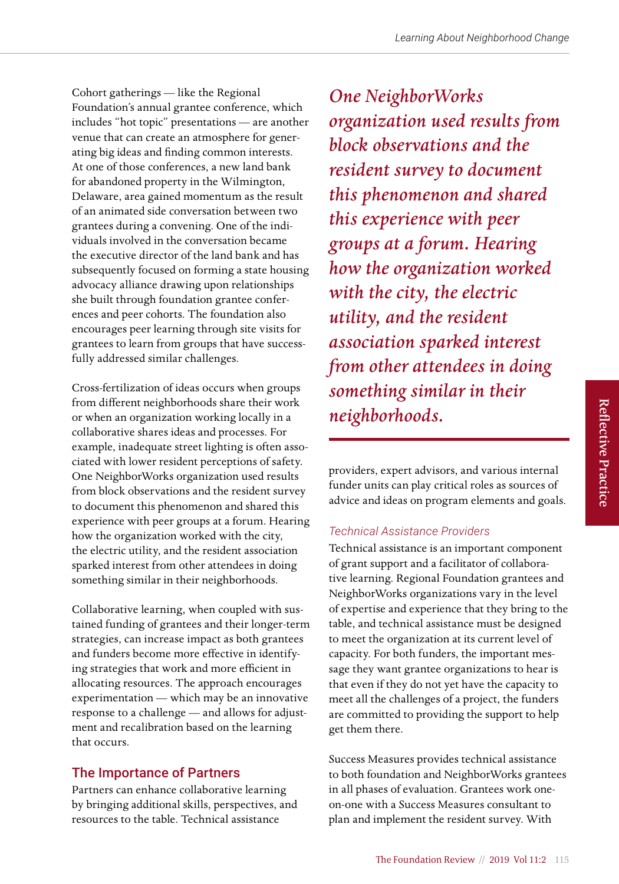Cohort gatherings — like the Regional Foundation's annual grantee conference, which includes "hot topic" presentations — are another venue that can create an atmosphere for generating big ideas and finding common interests. At one of those conferences, a new land bank for abandoned property in the Wilmington, Delaware, area gained momentum as the result of an animated side conversation between two grantees during a convening. One of the individuals involved in the conversation became the executive director of the land bank and has subsequently focused on forming a state housing advocacy alliance drawing upon relationships she built through foundation grantee conferences and peer cohorts. The foundation also encourages peer learning through site visits for grantees to learn from groups that have successfully addressed similar challenges.

Cross-fertilization of ideas occurs when groups from different neighborhoods share their work or when an organization working locally in a collaborative shares ideas and processes. For example, inadequate street lighting is often associated with lower resident perceptions of safety. One NeighborWorks organization used results from block observations and the resident survey to document this phenomenon and shared this experience with peer groups at a forum. Hearing how the organization worked with the city, the electric utility, and the resident association sparked interest from other attendees in doing something similar in their neighborhoods.

Collaborative learning, when coupled with sustained funding of grantees and their longer-term strategies, can increase impact as both grantees and funders become more effective in identifying strategies that work and more efficient in allocating resources. The approach encourages experimentation — which may be an innovative response to a challenge — and allows for adjustment and recalibration based on the learning that occurs.

## The Importance of Partners

Partners can enhance collaborative learning by bringing additional skills, perspectives, and resources to the table. Technical assistance providers, expert advisors, and various internal funder units can play critical roles as sources of advice and ideas on program elements and goals.

*One NeighborWorks organization used results from block observations and the resident survey to document this phenomenon and shared this experience with peer groups at a forum. Hearing how the organization worked with the city, the electric utility, and the resident association sparked interest from other attendees in doing something similar in their neighborhoods.*

### Technical Assistance Providers

Technical assistance is an important component of grant support and a facilitator of collaborative learning. Regional Foundation grantees and NeighborWorks organizations vary in the level of expertise and experience that they bring to the table, and technical assistance must be designed to meet the organization at its current level of capacity. For both funders, the important message they want grantee organizations to hear is that even if they do not yet have the capacity to meet all the challenges of a project, the funders are committed to providing the support to help get them there.

Success Measures provides technical assistance to both foundation and NeighborWorks grantees in all phases of evaluation. Grantees work one-on-one with a Success Measures consultant to plan and implement the resident survey. With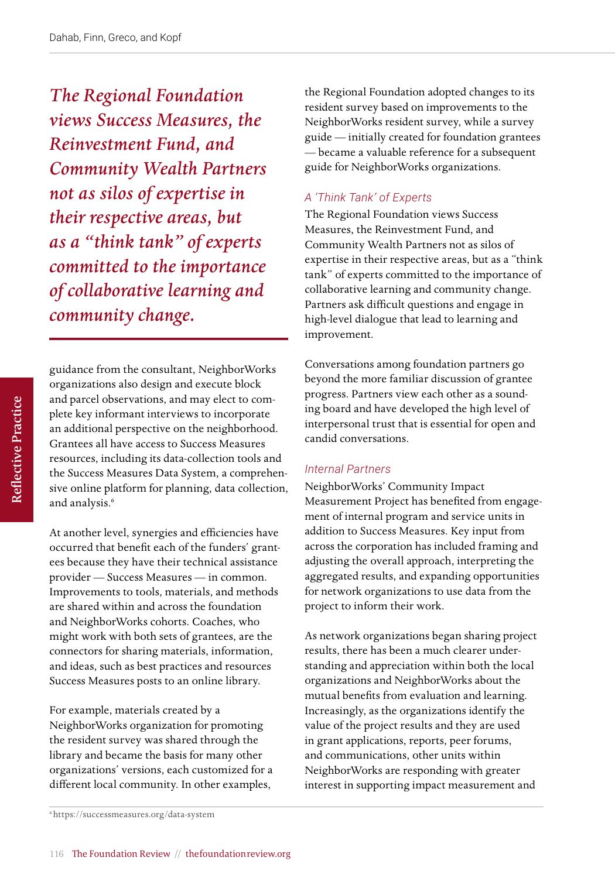*The Regional Foundation views Success Measures, the Reinvestment Fund, and Community Wealth Partners not as silos of expertise in their respective areas, but as a "think tank" of experts committed to the importance of collaborative learning and community change.*

guidance from the consultant, NeighborWorks organizations also design and execute block and parcel observations, and may elect to complete key informant interviews to incorporate an additional perspective on the neighborhood. Grantees all have access to Success Measures resources, including its data-collection tools and the Success Measures Data System, a comprehensive online platform for planning, data collection, and analysis.[6]

At another level, synergies and efficiencies have occurred that benefit each of the funders' grantees because they have their technical assistance provider — Success Measures — in common. Improvements to tools, materials, and methods are shared within and across the foundation and NeighborWorks cohorts. Coaches, who might work with both sets of grantees, are the connectors for sharing materials, information, and ideas, such as best practices and resources Success Measures posts to an online library.

For example, materials created by a NeighborWorks organization for promoting the resident survey was shared through the library and became the basis for many other organizations' versions, each customized for a different local community. In other examples, the Regional Foundation adopted changes to its resident survey based on improvements to the NeighborWorks resident survey, while a survey guide — initially created for foundation grantees — became a valuable reference for a subsequent guide for NeighborWorks organizations.

### A 'Think Tank' of Experts

The Regional Foundation views Success Measures, the Reinvestment Fund, and Community Wealth Partners not as silos of expertise in their respective areas, but as a "think tank" of experts committed to the importance of collaborative learning and community change. Partners ask difficult questions and engage in high-level dialogue that lead to learning and improvement.

Conversations among foundation partners go beyond the more familiar discussion of grantee progress. Partners view each other as a sounding board and have developed the high level of interpersonal trust that is essential for open and candid conversations.

### Internal Partners

NeighborWorks' Community Impact Measurement Project has benefited from engagement of internal program and service units in addition to Success Measures. Key input from across the corporation has included framing and adjusting the overall approach, interpreting the aggregated results, and expanding opportunities for network organizations to use data from the project to inform their work.

As network organizations began sharing project results, there has been a much clearer understanding and appreciation within both the local organizations and NeighborWorks about the mutual benefits from evaluation and learning. Increasingly, as the organizations identify the value of the project results and they are used in grant applications, reports, peer forums, and communications, other units within NeighborWorks are responding with greater interest in supporting impact measurement and

[6] https://successmeasures.org/data-system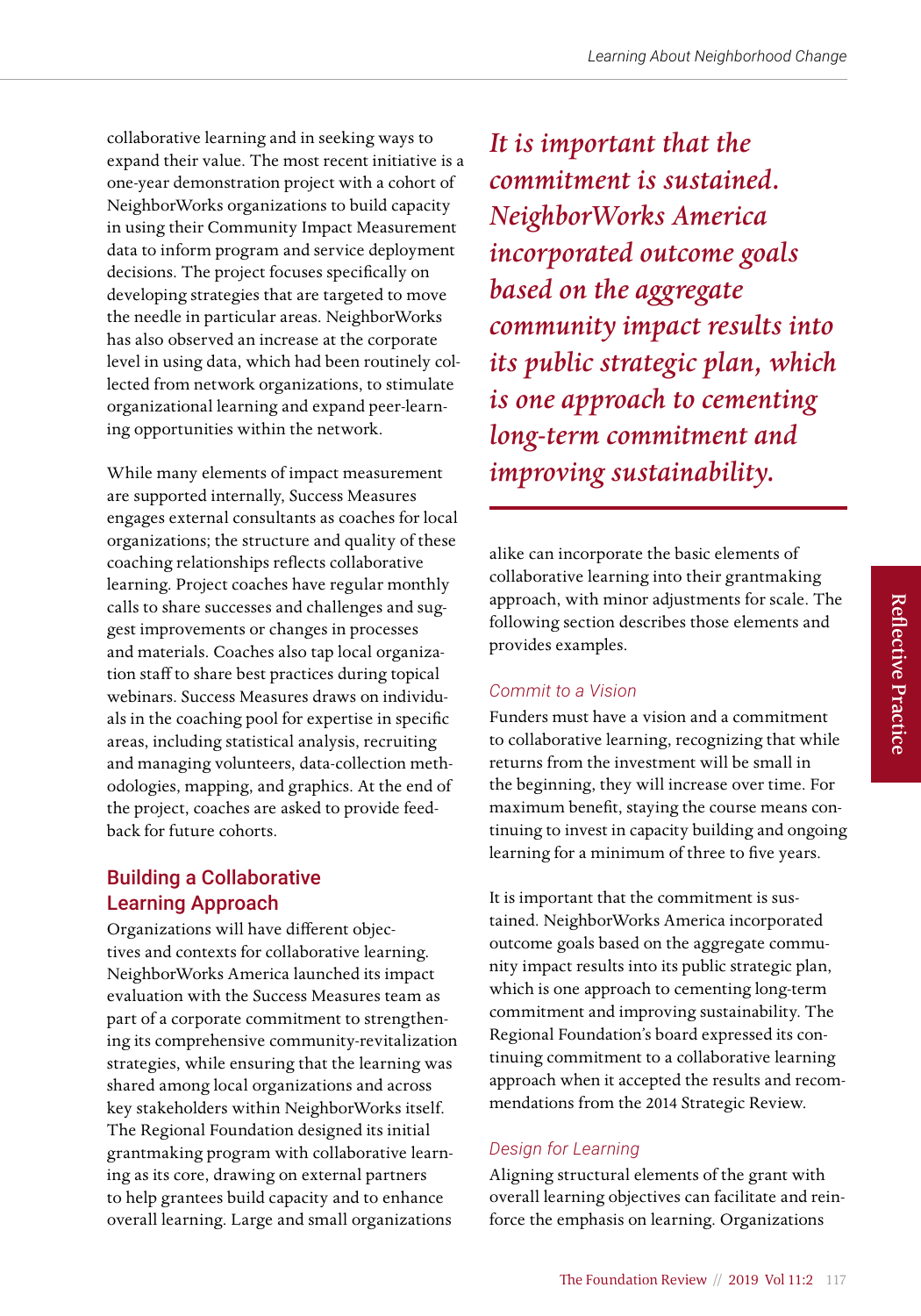collaborative learning and in seeking ways to expand their value. The most recent initiative is a one-year demonstration project with a cohort of NeighborWorks organizations to build capacity in using their Community Impact Measurement data to inform program and service deployment decisions. The project focuses specifically on developing strategies that are targeted to move the needle in particular areas. NeighborWorks has also observed an increase at the corporate level in using data, which had been routinely collected from network organizations, to stimulate organizational learning and expand peer-learning opportunities within the network.

While many elements of impact measurement are supported internally, Success Measures engages external consultants as coaches for local organizations; the structure and quality of these coaching relationships reflects collaborative learning. Project coaches have regular monthly calls to share successes and challenges and suggest improvements or changes in processes and materials. Coaches also tap local organization staff to share best practices during topical webinars. Success Measures draws on individuals in the coaching pool for expertise in specific areas, including statistical analysis, recruiting and managing volunteers, data-collection methodologies, mapping, and graphics. At the end of the project, coaches are asked to provide feedback for future cohorts.

## Building a Collaborative Learning Approach

Organizations will have different objectives and contexts for collaborative learning. NeighborWorks America launched its impact evaluation with the Success Measures team as part of a corporate commitment to strengthening its comprehensive community-revitalization strategies, while ensuring that the learning was shared among local organizations and across key stakeholders within NeighborWorks itself. The Regional Foundation designed its initial grantmaking program with collaborative learning as its core, drawing on external partners to help grantees build capacity and to enhance overall learning. Large and small organizations alike can incorporate the basic elements of collaborative learning into their grantmaking approach, with minor adjustments for scale. The following section describes those elements and provides examples.

> *It is important that the commitment is sustained. NeighborWorks America incorporated outcome goals based on the aggregate community impact results into its public strategic plan, which is one approach to cementing long-term commitment and improving sustainability.*

### Commit to a Vision

Funders must have a vision and a commitment to collaborative learning, recognizing that while returns from the investment will be small in the beginning, they will increase over time. For maximum benefit, staying the course means continuing to invest in capacity building and ongoing learning for a minimum of three to five years.

It is important that the commitment is sustained. NeighborWorks America incorporated outcome goals based on the aggregate community impact results into its public strategic plan, which is one approach to cementing long-term commitment and improving sustainability. The Regional Foundation's board expressed its continuing commitment to a collaborative learning approach when it accepted the results and recommendations from the 2014 Strategic Review.

### Design for Learning

Aligning structural elements of the grant with overall learning objectives can facilitate and reinforce the emphasis on learning. Organizations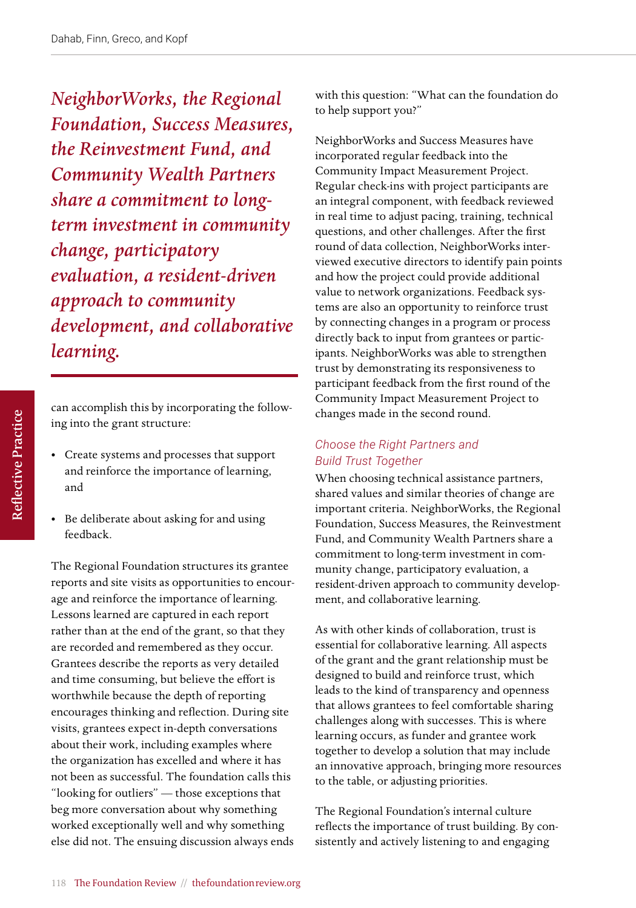*NeighborWorks, the Regional Foundation, Success Measures, the Reinvestment Fund, and Community Wealth Partners share a commitment to long-term investment in community change, participatory evaluation, a resident-driven approach to community development, and collaborative learning.*

can accomplish this by incorporating the following into the grant structure:

- Create systems and processes that support and reinforce the importance of learning, and
- Be deliberate about asking for and using feedback.

The Regional Foundation structures its grantee reports and site visits as opportunities to encourage and reinforce the importance of learning. Lessons learned are captured in each report rather than at the end of the grant, so that they are recorded and remembered as they occur. Grantees describe the reports as very detailed and time consuming, but believe the effort is worthwhile because the depth of reporting encourages thinking and reflection. During site visits, grantees expect in-depth conversations about their work, including examples where the organization has excelled and where it has not been as successful. The foundation calls this "looking for outliers" — those exceptions that beg more conversation about why something worked exceptionally well and why something else did not. The ensuing discussion always ends with this question: "What can the foundation do to help support you?"

NeighborWorks and Success Measures have incorporated regular feedback into the Community Impact Measurement Project. Regular check-ins with project participants are an integral component, with feedback reviewed in real time to adjust pacing, training, technical questions, and other challenges. After the first round of data collection, NeighborWorks interviewed executive directors to identify pain points and how the project could provide additional value to network organizations. Feedback systems are also an opportunity to reinforce trust by connecting changes in a program or process directly back to input from grantees or participants. NeighborWorks was able to strengthen trust by demonstrating its responsiveness to participant feedback from the first round of the Community Impact Measurement Project to changes made in the second round.

### *Choose the Right Partners and Build Trust Together*

When choosing technical assistance partners, shared values and similar theories of change are important criteria. NeighborWorks, the Regional Foundation, Success Measures, the Reinvestment Fund, and Community Wealth Partners share a commitment to long-term investment in community change, participatory evaluation, a resident-driven approach to community development, and collaborative learning.

As with other kinds of collaboration, trust is essential for collaborative learning. All aspects of the grant and the grant relationship must be designed to build and reinforce trust, which leads to the kind of transparency and openness that allows grantees to feel comfortable sharing challenges along with successes. This is where learning occurs, as funder and grantee work together to develop a solution that may include an innovative approach, bringing more resources to the table, or adjusting priorities.

The Regional Foundation's internal culture reflects the importance of trust building. By consistently and actively listening to and engaging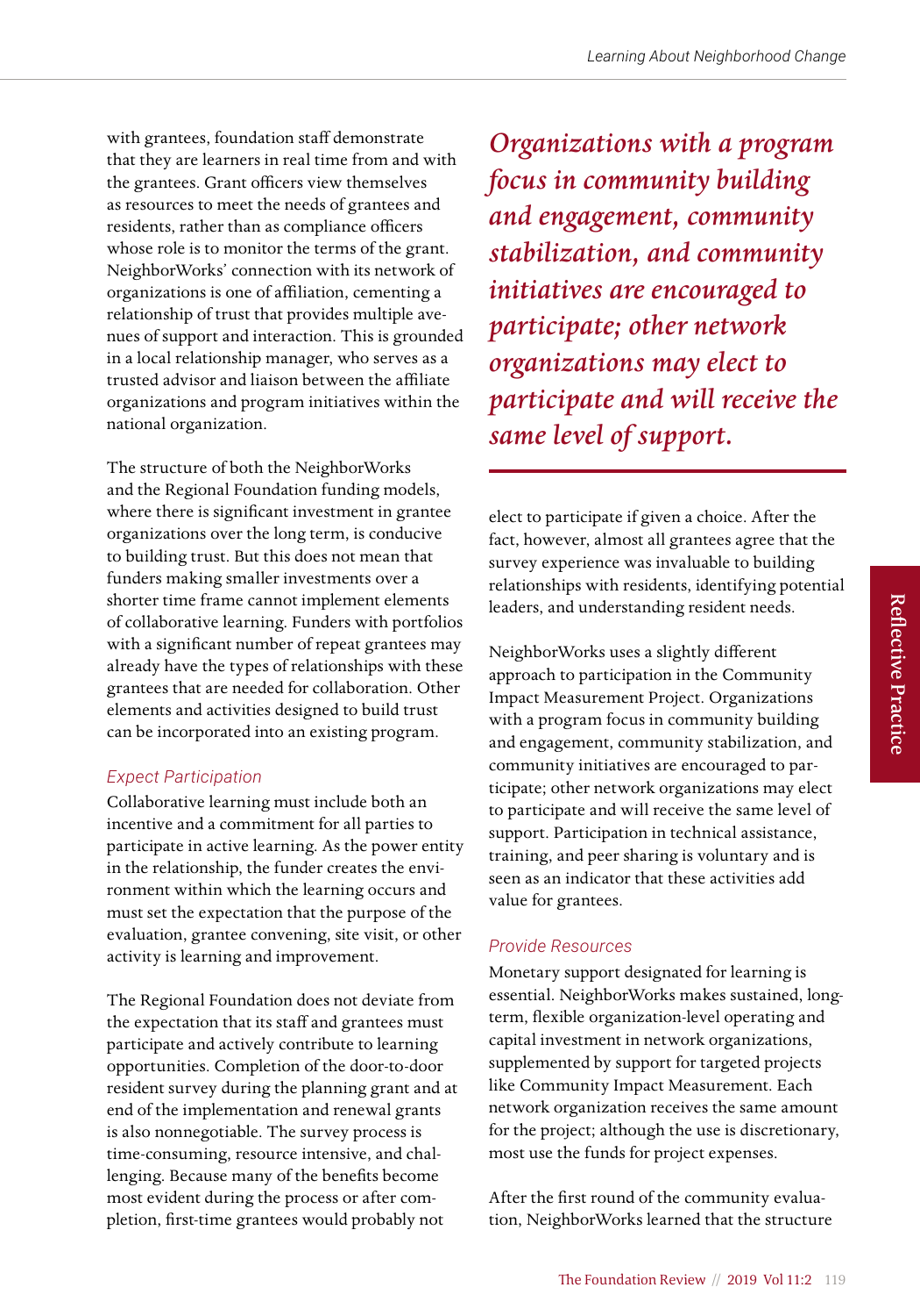with grantees, foundation staff demonstrate that they are learners in real time from and with the grantees. Grant officers view themselves as resources to meet the needs of grantees and residents, rather than as compliance officers whose role is to monitor the terms of the grant. NeighborWorks' connection with its network of organizations is one of affiliation, cementing a relationship of trust that provides multiple avenues of support and interaction. This is grounded in a local relationship manager, who serves as a trusted advisor and liaison between the affiliate organizations and program initiatives within the national organization.

The structure of both the NeighborWorks and the Regional Foundation funding models, where there is significant investment in grantee organizations over the long term, is conducive to building trust. But this does not mean that funders making smaller investments over a shorter time frame cannot implement elements of collaborative learning. Funders with portfolios with a significant number of repeat grantees may already have the types of relationships with these grantees that are needed for collaboration. Other elements and activities designed to build trust can be incorporated into an existing program.

### *Expect Participation*

Collaborative learning must include both an incentive and a commitment for all parties to participate in active learning. As the power entity in the relationship, the funder creates the environment within which the learning occurs and must set the expectation that the purpose of the evaluation, grantee convening, site visit, or other activity is learning and improvement.

The Regional Foundation does not deviate from the expectation that its staff and grantees must participate and actively contribute to learning opportunities. Completion of the door-to-door resident survey during the planning grant and at end of the implementation and renewal grants is also nonnegotiable. The survey process is time-consuming, resource intensive, and challenging. Because many of the benefits become most evident during the process or after completion, first-time grantees would probably not elect to participate if given a choice. After the fact, however, almost all grantees agree that the survey experience was invaluable to building relationships with residents, identifying potential leaders, and understanding resident needs.

> *Organizations with a program focus in community building and engagement, community stabilization, and community initiatives are encouraged to participate; other network organizations may elect to participate and will receive the same level of support.*

NeighborWorks uses a slightly different approach to participation in the Community Impact Measurement Project. Organizations with a program focus in community building and engagement, community stabilization, and community initiatives are encouraged to participate; other network organizations may elect to participate and will receive the same level of support. Participation in technical assistance, training, and peer sharing is voluntary and is seen as an indicator that these activities add value for grantees.

### *Provide Resources*

Monetary support designated for learning is essential. NeighborWorks makes sustained, long-term, flexible organization-level operating and capital investment in network organizations, supplemented by support for targeted projects like Community Impact Measurement. Each network organization receives the same amount for the project; although the use is discretionary, most use the funds for project expenses.

After the first round of the community evaluation, NeighborWorks learned that the structure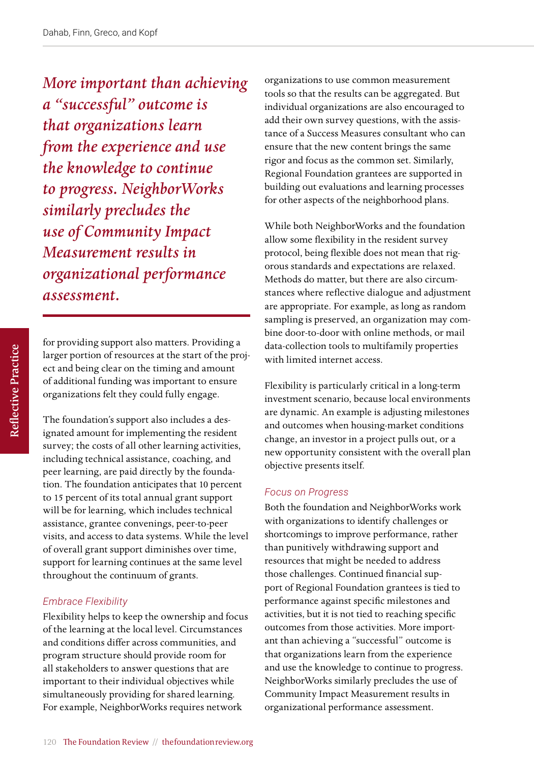*More important than achieving a "successful" outcome is that organizations learn from the experience and use the knowledge to continue to progress. NeighborWorks similarly precludes the use of Community Impact Measurement results in organizational performance assessment.*

for providing support also matters. Providing a larger portion of resources at the start of the project and being clear on the timing and amount of additional funding was important to ensure organizations felt they could fully engage.

The foundation's support also includes a designated amount for implementing the resident survey; the costs of all other learning activities, including technical assistance, coaching, and peer learning, are paid directly by the foundation. The foundation anticipates that 10 percent to 15 percent of its total annual grant support will be for learning, which includes technical assistance, grantee convenings, peer-to-peer visits, and access to data systems. While the level of overall grant support diminishes over time, support for learning continues at the same level throughout the continuum of grants.

### Embrace Flexibility

Flexibility helps to keep the ownership and focus of the learning at the local level. Circumstances and conditions differ across communities, and program structure should provide room for all stakeholders to answer questions that are important to their individual objectives while simultaneously providing for shared learning. For example, NeighborWorks requires network organizations to use common measurement tools so that the results can be aggregated. But individual organizations are also encouraged to add their own survey questions, with the assistance of a Success Measures consultant who can ensure that the new content brings the same rigor and focus as the common set. Similarly, Regional Foundation grantees are supported in building out evaluations and learning processes for other aspects of the neighborhood plans.

While both NeighborWorks and the foundation allow some flexibility in the resident survey protocol, being flexible does not mean that rigorous standards and expectations are relaxed. Methods do matter, but there are also circumstances where reflective dialogue and adjustment are appropriate. For example, as long as random sampling is preserved, an organization may combine door-to-door with online methods, or mail data-collection tools to multifamily properties with limited internet access.

Flexibility is particularly critical in a long-term investment scenario, because local environments are dynamic. An example is adjusting milestones and outcomes when housing-market conditions change, an investor in a project pulls out, or a new opportunity consistent with the overall plan objective presents itself.

### Focus on Progress

Both the foundation and NeighborWorks work with organizations to identify challenges or shortcomings to improve performance, rather than punitively withdrawing support and resources that might be needed to address those challenges. Continued financial support of Regional Foundation grantees is tied to performance against specific milestones and activities, but it is not tied to reaching specific outcomes from those activities. More important than achieving a "successful" outcome is that organizations learn from the experience and use the knowledge to continue to progress. NeighborWorks similarly precludes the use of Community Impact Measurement results in organizational performance assessment.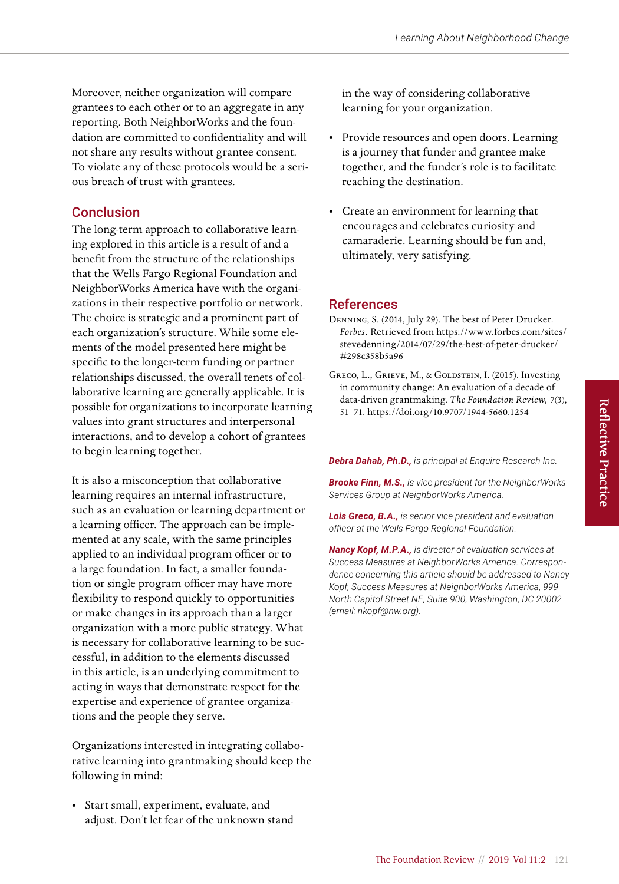Moreover, neither organization will compare grantees to each other or to an aggregate in any reporting. Both NeighborWorks and the foundation are committed to confidentiality and will not share any results without grantee consent. To violate any of these protocols would be a serious breach of trust with grantees.

## Conclusion

The long-term approach to collaborative learning explored in this article is a result of and a benefit from the structure of the relationships that the Wells Fargo Regional Foundation and NeighborWorks America have with the organizations in their respective portfolio or network. The choice is strategic and a prominent part of each organization's structure. While some elements of the model presented here might be specific to the longer-term funding or partner relationships discussed, the overall tenets of collaborative learning are generally applicable. It is possible for organizations to incorporate learning values into grant structures and interpersonal interactions, and to develop a cohort of grantees to begin learning together.

It is also a misconception that collaborative learning requires an internal infrastructure, such as an evaluation or learning department or a learning officer. The approach can be implemented at any scale, with the same principles applied to an individual program officer or to a large foundation. In fact, a smaller foundation or single program officer may have more flexibility to respond quickly to opportunities or make changes in its approach than a larger organization with a more public strategy. What is necessary for collaborative learning to be successful, in addition to the elements discussed in this article, is an underlying commitment to acting in ways that demonstrate respect for the expertise and experience of grantee organizations and the people they serve.

Organizations interested in integrating collaborative learning into grantmaking should keep the following in mind:

- Start small, experiment, evaluate, and adjust. Don't let fear of the unknown stand in the way of considering collaborative learning for your organization.
- Provide resources and open doors. Learning is a journey that funder and grantee make together, and the funder's role is to facilitate reaching the destination.
- Create an environment for learning that encourages and celebrates curiosity and camaraderie. Learning should be fun and, ultimately, very satisfying.

## References

Denning, S. (2014, July 29). The best of Peter Drucker. *Forbes*. Retrieved from https://www.forbes.com/sites/stevedenning/2014/07/29/the-best-of-peter-drucker/#298c358b5a96

Greco, L., Grieve, M., & Goldstein, I. (2015). Investing in community change: An evaluation of a decade of data-driven grantmaking. *The Foundation Review, 7*(3), 51–71. https://doi.org/10.9707/1944-5660.1254

***Debra Dahab, Ph.D.,*** *is principal at Enquire Research Inc.*

***Brooke Finn, M.S.,*** *is vice president for the NeighborWorks Services Group at NeighborWorks America.*

***Lois Greco, B.A.,*** *is senior vice president and evaluation officer at the Wells Fargo Regional Foundation.*

***Nancy Kopf, M.P.A.,*** *is director of evaluation services at Success Measures at NeighborWorks America. Correspondence concerning this article should be addressed to Nancy Kopf, Success Measures at NeighborWorks America, 999 North Capitol Street NE, Suite 900, Washington, DC 20002 (email: nkopf@nw.org).*